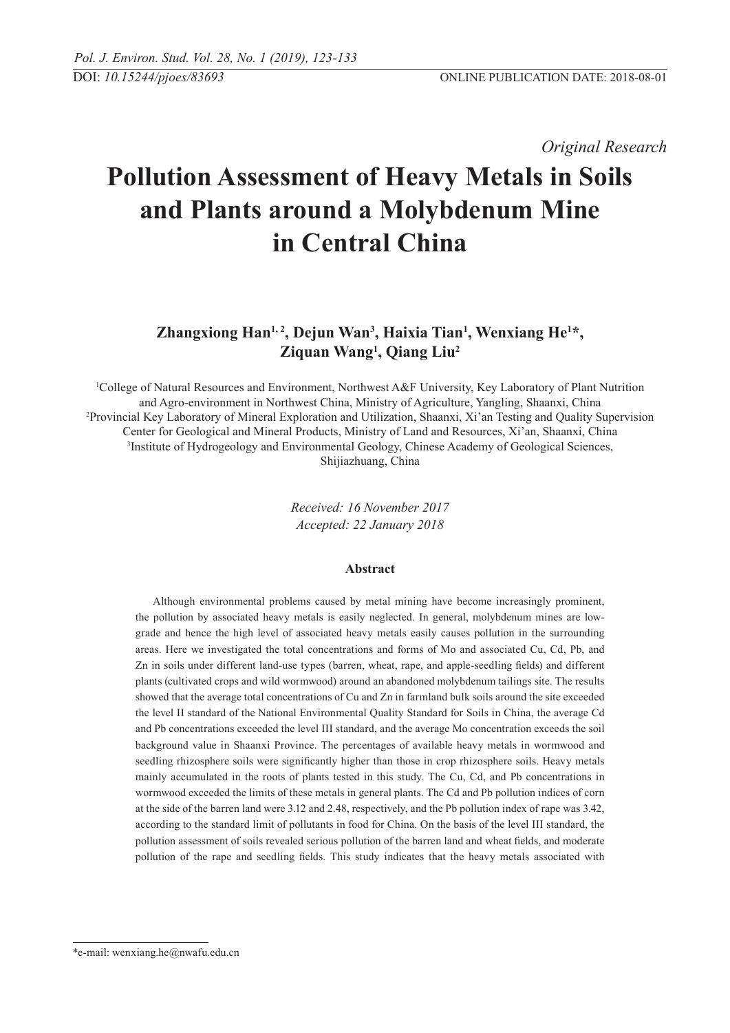*Original Research*

# Pollution Assessment of Heavy Metals in Soils and Plants around a Molybdenum Mine in Central China

**Zhangxiong Han[1, 2], Dejun Wan[3], Haixia Tian[1], Wenxiang He[1]*, Ziquan Wang[1], Qiang Liu[2]**

[1]College of Natural Resources and Environment, Northwest A&F University, Key Laboratory of Plant Nutrition and Agro-environment in Northwest China, Ministry of Agriculture, Yangling, Shaanxi, China
[2]Provincial Key Laboratory of Mineral Exploration and Utilization, Shaanxi, Xi'an Testing and Quality Supervision Center for Geological and Mineral Products, Ministry of Land and Resources, Xi'an, Shaanxi, China
[3]Institute of Hydrogeology and Environmental Geology, Chinese Academy of Geological Sciences, Shijiazhuang, China

*Received: 16 November 2017*
*Accepted: 22 January 2018*

### Abstract

Although environmental problems caused by metal mining have become increasingly prominent, the pollution by associated heavy metals is easily neglected. In general, molybdenum mines are low-grade and hence the high level of associated heavy metals easily causes pollution in the surrounding areas. Here we investigated the total concentrations and forms of Mo and associated Cu, Cd, Pb, and Zn in soils under different land-use types (barren, wheat, rape, and apple-seedling fields) and different plants (cultivated crops and wild wormwood) around an abandoned molybdenum tailings site. The results showed that the average total concentrations of Cu and Zn in farmland bulk soils around the site exceeded the level II standard of the National Environmental Quality Standard for Soils in China, the average Cd and Pb concentrations exceeded the level III standard, and the average Mo concentration exceeds the soil background value in Shaanxi Province. The percentages of available heavy metals in wormwood and seedling rhizosphere soils were significantly higher than those in crop rhizosphere soils. Heavy metals mainly accumulated in the roots of plants tested in this study. The Cu, Cd, and Pb concentrations in wormwood exceeded the limits of these metals in general plants. The Cd and Pb pollution indices of corn at the side of the barren land were 3.12 and 2.48, respectively, and the Pb pollution index of rape was 3.42, according to the standard limit of pollutants in food for China. On the basis of the level III standard, the pollution assessment of soils revealed serious pollution of the barren land and wheat fields, and moderate pollution of the rape and seedling fields. This study indicates that the heavy metals associated with

*e-mail: wenxiang.he@nwafu.edu.cn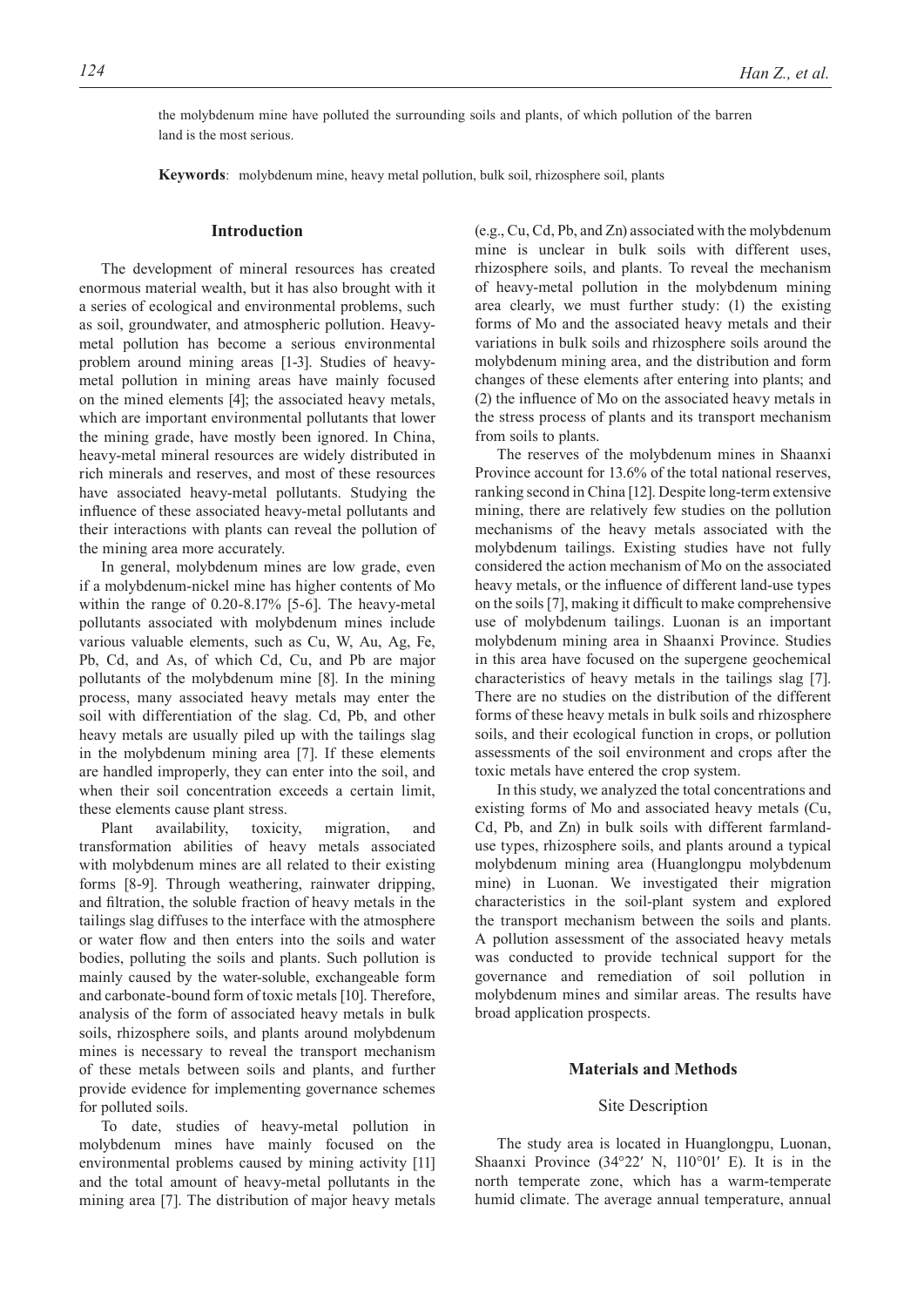the molybdenum mine have polluted the surrounding soils and plants, of which pollution of the barren land is the most serious.

**Keywords**: molybdenum mine, heavy metal pollution, bulk soil, rhizosphere soil, plants

## Introduction

The development of mineral resources has created enormous material wealth, but it has also brought with it a series of ecological and environmental problems, such as soil, groundwater, and atmospheric pollution. Heavy-metal pollution has become a serious environmental problem around mining areas [1-3]. Studies of heavy-metal pollution in mining areas have mainly focused on the mined elements [4]; the associated heavy metals, which are important environmental pollutants that lower the mining grade, have mostly been ignored. In China, heavy-metal mineral resources are widely distributed in rich minerals and reserves, and most of these resources have associated heavy-metal pollutants. Studying the influence of these associated heavy-metal pollutants and their interactions with plants can reveal the pollution of the mining area more accurately.

In general, molybdenum mines are low grade, even if a molybdenum-nickel mine has higher contents of Mo within the range of 0.20-8.17% [5-6]. The heavy-metal pollutants associated with molybdenum mines include various valuable elements, such as Cu, W, Au, Ag, Fe, Pb, Cd, and As, of which Cd, Cu, and Pb are major pollutants of the molybdenum mine [8]. In the mining process, many associated heavy metals may enter the soil with differentiation of the slag. Cd, Pb, and other heavy metals are usually piled up with the tailings slag in the molybdenum mining area [7]. If these elements are handled improperly, they can enter into the soil, and when their soil concentration exceeds a certain limit, these elements cause plant stress.

Plant availability, toxicity, migration, and transformation abilities of heavy metals associated with molybdenum mines are all related to their existing forms [8-9]. Through weathering, rainwater dripping, and filtration, the soluble fraction of heavy metals in the tailings slag diffuses to the interface with the atmosphere or water flow and then enters into the soils and water bodies, polluting the soils and plants. Such pollution is mainly caused by the water-soluble, exchangeable form and carbonate-bound form of toxic metals [10]. Therefore, analysis of the form of associated heavy metals in bulk soils, rhizosphere soils, and plants around molybdenum mines is necessary to reveal the transport mechanism of these metals between soils and plants, and further provide evidence for implementing governance schemes for polluted soils.

To date, studies of heavy-metal pollution in molybdenum mines have mainly focused on the environmental problems caused by mining activity [11] and the total amount of heavy-metal pollutants in the mining area [7]. The distribution of major heavy metals (e.g., Cu, Cd, Pb, and Zn) associated with the molybdenum mine is unclear in bulk soils with different uses, rhizosphere soils, and plants. To reveal the mechanism of heavy-metal pollution in the molybdenum mining area clearly, we must further study: (1) the existing forms of Mo and the associated heavy metals and their variations in bulk soils and rhizosphere soils around the molybdenum mining area, and the distribution and form changes of these elements after entering into plants; and (2) the influence of Mo on the associated heavy metals in the stress process of plants and its transport mechanism from soils to plants.

The reserves of the molybdenum mines in Shaanxi Province account for 13.6% of the total national reserves, ranking second in China [12]. Despite long-term extensive mining, there are relatively few studies on the pollution mechanisms of the heavy metals associated with the molybdenum tailings. Existing studies have not fully considered the action mechanism of Mo on the associated heavy metals, or the influence of different land-use types on the soils [7], making it difficult to make comprehensive use of molybdenum tailings. Luonan is an important molybdenum mining area in Shaanxi Province. Studies in this area have focused on the supergene geochemical characteristics of heavy metals in the tailings slag [7]. There are no studies on the distribution of the different forms of these heavy metals in bulk soils and rhizosphere soils, and their ecological function in crops, or pollution assessments of the soil environment and crops after the toxic metals have entered the crop system.

In this study, we analyzed the total concentrations and existing forms of Mo and associated heavy metals (Cu, Cd, Pb, and Zn) in bulk soils with different farmland-use types, rhizosphere soils, and plants around a typical molybdenum mining area (Huanglongpu molybdenum mine) in Luonan. We investigated their migration characteristics in the soil-plant system and explored the transport mechanism between the soils and plants. A pollution assessment of the associated heavy metals was conducted to provide technical support for the governance and remediation of soil pollution in molybdenum mines and similar areas. The results have broad application prospects.

## Materials and Methods

### Site Description

The study area is located in Huanglongpu, Luonan, Shaanxi Province (34°22′ N, 110°01′ E). It is in the north temperate zone, which has a warm-temperate humid climate. The average annual temperature, annual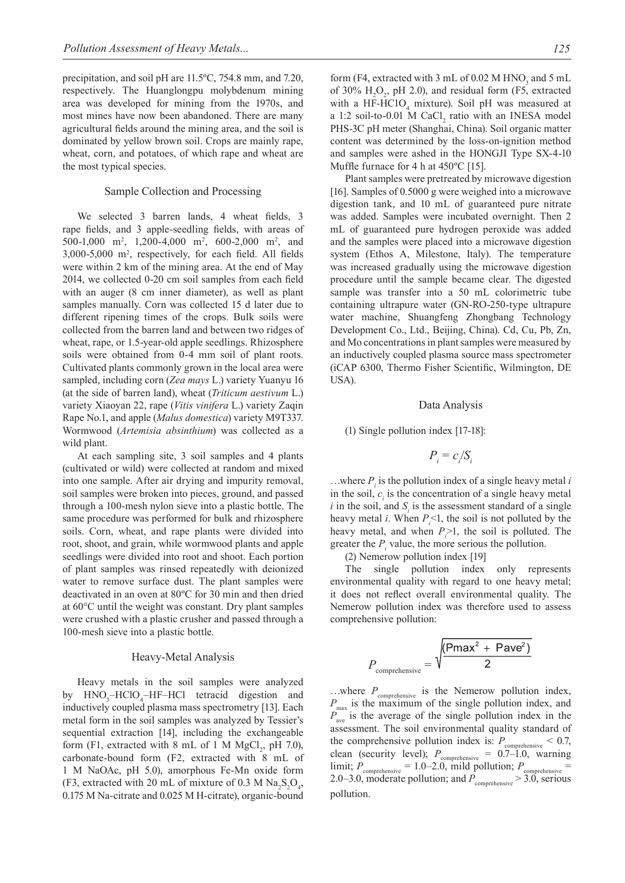precipitation, and soil pH are 11.5ºC, 754.8 mm, and 7.20, respectively. The Huanglongpu molybdenum mining area was developed for mining from the 1970s, and most mines have now been abandoned. There are many agricultural fields around the mining area, and the soil is dominated by yellow brown soil. Crops are mainly rape, wheat, corn, and potatoes, of which rape and wheat are the most typical species.

## Sample Collection and Processing

We selected 3 barren lands, 4 wheat fields, 3 rape fields, and 3 apple-seedling fields, with areas of 500-1,000 $m^2$, 1,200-4,000 $m^2$, 600-2,000 $m^2$, and 3,000-5,000 $m^2$, respectively, for each field. All fields were within 2 km of the mining area. At the end of May 2014, we collected 0-20 cm soil samples from each field with an auger (8 cm inner diameter), as well as plant samples manually. Corn was collected 15 d later due to different ripening times of the crops. Bulk soils were collected from the barren land and between two ridges of wheat, rape, or 1.5-year-old apple seedlings. Rhizosphere soils were obtained from 0-4 mm soil of plant roots. Cultivated plants commonly grown in the local area were sampled, including corn (*Zea mays* L.) variety Yuanyu 16 (at the side of barren land), wheat (*Triticum aestivum* L.) variety Xiaoyan 22, rape (*Vitis vinifera* L.) variety Zaqin Rape No.1, and apple (*Malus domestica*) variety M9T337. Wormwood (*Artemisia absinthium*) was collected as a wild plant.

At each sampling site, 3 soil samples and 4 plants (cultivated or wild) were collected at random and mixed into one sample. After air drying and impurity removal, soil samples were broken into pieces, ground, and passed through a 100-mesh nylon sieve into a plastic bottle. The same procedure was performed for bulk and rhizosphere soils. Corn, wheat, and rape plants were divided into root, shoot, and grain, while wormwood plants and apple seedlings were divided into root and shoot. Each portion of plant samples was rinsed repeatedly with deionized water to remove surface dust. The plant samples were deactivated in an oven at 80ºC for 30 min and then dried at 60°C until the weight was constant. Dry plant samples were crushed with a plastic crusher and passed through a 100-mesh sieve into a plastic bottle.

## Heavy-Metal Analysis

Heavy metals in the soil samples were analyzed by $HNO_3$–$HClO_4$–HF–HCl tetracid digestion and inductively coupled plasma mass spectrometry [13]. Each metal form in the soil samples was analyzed by Tessier's sequential extraction [14], including the exchangeable form (F1, extracted with 8 mL of 1 M $MgCl_2$, pH 7.0), carbonate-bound form (F2, extracted with 8 mL of 1 M NaOAc, pH 5.0), amorphous Fe-Mn oxide form (F3, extracted with 20 mL of mixture of 0.3 M $Na_2S_2O_4$, 0.175 M Na-citrate and 0.025 M H-citrate), organic-bound form (F4, extracted with 3 mL of 0.02 M $HNO_3$ and 5 mL of 30% $H_2O_2$, pH 2.0), and residual form (F5, extracted with a HF-$HClO_4$ mixture). Soil pH was measured at a 1:2 soil-to-0.01 M $CaCl_2$ ratio with an INESA model PHS-3C pH meter (Shanghai, China). Soil organic matter content was determined by the loss-on-ignition method and samples were ashed in the HONGJI Type SX-4-10 Muffle furnace for 4 h at 450ºC [15].

Plant samples were pretreated by microwave digestion [16]. Samples of 0.5000 g were weighed into a microwave digestion tank, and 10 mL of guaranteed pure nitrate was added. Samples were incubated overnight. Then 2 mL of guaranteed pure hydrogen peroxide was added and the samples were placed into a microwave digestion system (Ethos A, Milestone, Italy). The temperature was increased gradually using the microwave digestion procedure until the sample became clear. The digested sample was transfer into a 50 mL colorimetric tube containing ultrapure water (GN-RO-250-type ultrapure water machine, Shuangfeng Zhongbang Technology Development Co., Ltd., Beijing, China). Cd, Cu, Pb, Zn, and Mo concentrations in plant samples were measured by an inductively coupled plasma source mass spectrometer (iCAP 6300, Thermo Fisher Scientific, Wilmington, DE USA).

## Data Analysis

(1) Single pollution index [17-18]:

$$P_i = c_i/S_i$$

…where $P_i$ is the pollution index of a single heavy metal *i* in the soil, $c_i$ is the concentration of a single heavy metal *i* in the soil, and $S_i$ is the assessment standard of a single heavy metal *i*. When $P_i$<1, the soil is not polluted by the heavy metal, and when $P_i$>1, the soil is polluted. The greater the $P_i$ value, the more serious the pollution.

(2) Nemerow pollution index [19]

The single pollution index only represents environmental quality with regard to one heavy metal; it does not reflect overall environmental quality. The Nemerow pollution index was therefore used to assess comprehensive pollution:

$$P_{\text{comprehensive}} = \sqrt{\frac{(\text{Pmax}^2 + \text{Pave}^2)}{2}}$$

…where $P_{\text{comprehensive}}$ is the Nemerow pollution index, $P_{\max}$ is the maximum of the single pollution index, and $P_{\text{ave}}$ is the average of the single pollution index in the assessment. The soil environmental quality standard of the comprehensive pollution index is: $P_{\text{comprehensive}} < 0.7$, clean (security level); $P_{\text{comprehensive}} = 0.7–1.0$, warning limit; $P_{\text{comprehensive}} = 1.0–2.0$, mild pollution; $P_{\text{comprehensive}} = 2.0–3.0$, moderate pollution; and $P_{\text{comprehensive}} > 3.0$, serious pollution.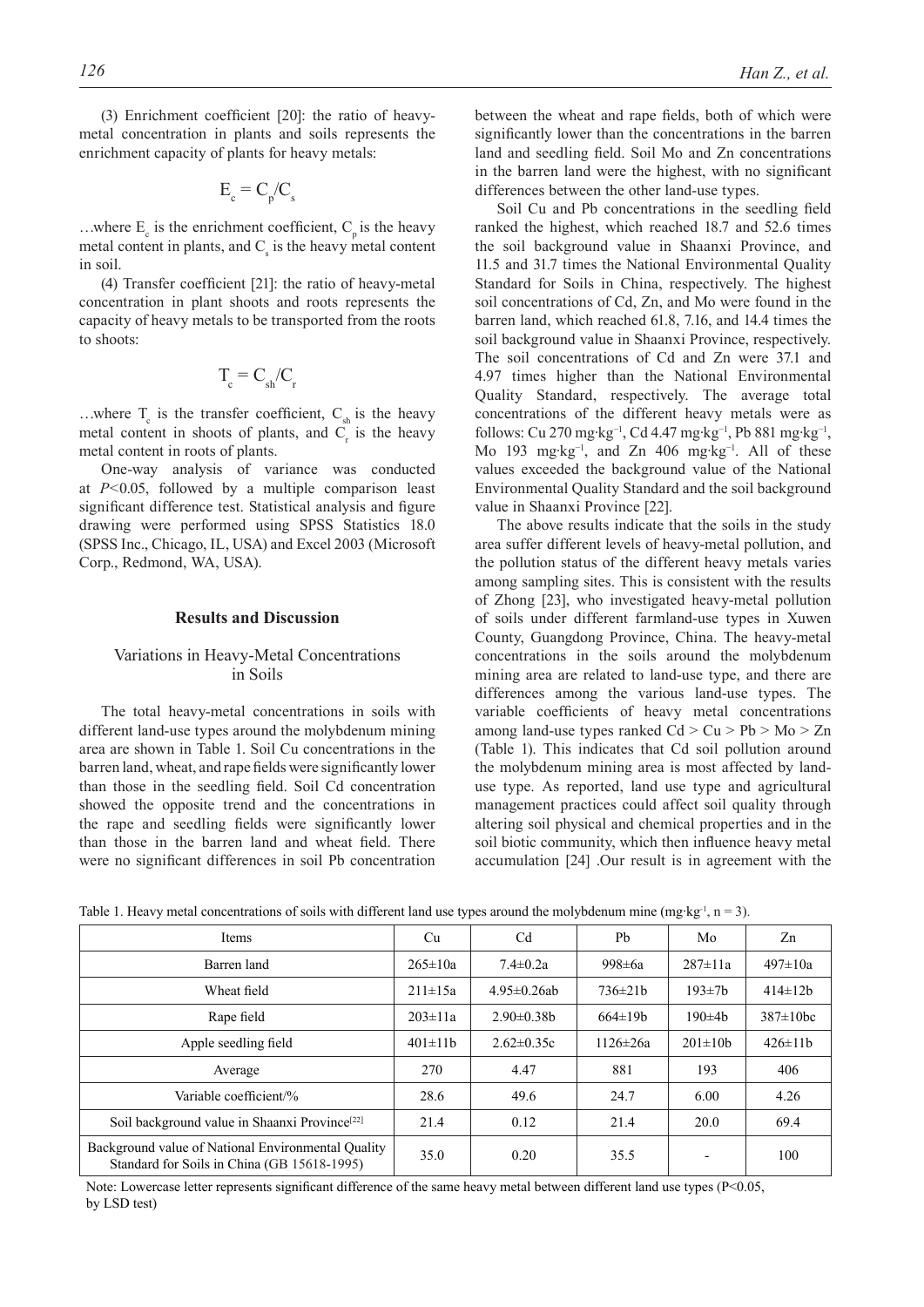(3) Enrichment coefficient [20]: the ratio of heavy-metal concentration in plants and soils represents the enrichment capacity of plants for heavy metals:

$$E_c = C_p/C_s$$

…where $E_c$ is the enrichment coefficient, $C_p$ is the heavy metal content in plants, and $C_s$ is the heavy metal content in soil.

(4) Transfer coefficient [21]: the ratio of heavy-metal concentration in plant shoots and roots represents the capacity of heavy metals to be transported from the roots to shoots:

$$T_c = C_{sh}/C_r$$

…where $T_c$ is the transfer coefficient, $C_{sh}$ is the heavy metal content in shoots of plants, and $C_r$ is the heavy metal content in roots of plants.

One-way analysis of variance was conducted at $P<0.05$, followed by a multiple comparison least significant difference test. Statistical analysis and figure drawing were performed using SPSS Statistics 18.0 (SPSS Inc., Chicago, IL, USA) and Excel 2003 (Microsoft Corp., Redmond, WA, USA).

## Results and Discussion

### Variations in Heavy-Metal Concentrations in Soils

The total heavy-metal concentrations in soils with different land-use types around the molybdenum mining area are shown in Table 1. Soil Cu concentrations in the barren land, wheat, and rape fields were significantly lower than those in the seedling field. Soil Cd concentration showed the opposite trend and the concentrations in the rape and seedling fields were significantly lower than those in the barren land and wheat field. There were no significant differences in soil Pb concentration between the wheat and rape fields, both of which were significantly lower than the concentrations in the barren land and seedling field. Soil Mo and Zn concentrations in the barren land were the highest, with no significant differences between the other land-use types.

Soil Cu and Pb concentrations in the seedling field ranked the highest, which reached 18.7 and 52.6 times the soil background value in Shaanxi Province, and 11.5 and 31.7 times the National Environmental Quality Standard for Soils in China, respectively. The highest soil concentrations of Cd, Zn, and Mo were found in the barren land, which reached 61.8, 7.16, and 14.4 times the soil background value in Shaanxi Province, respectively. The soil concentrations of Cd and Zn were 37.1 and 4.97 times higher than the National Environmental Quality Standard, respectively. The average total concentrations of the different heavy metals were as follows: Cu 270 mg·kg$^{-1}$, Cd 4.47 mg·kg$^{-1}$, Pb 881 mg·kg$^{-1}$, Mo 193 mg·kg$^{-1}$, and Zn 406 mg·kg$^{-1}$. All of these values exceeded the background value of the National Environmental Quality Standard and the soil background value in Shaanxi Province [22].

The above results indicate that the soils in the study area suffer different levels of heavy-metal pollution, and the pollution status of the different heavy metals varies among sampling sites. This is consistent with the results of Zhong [23], who investigated heavy-metal pollution of soils under different farmland-use types in Xuwen County, Guangdong Province, China. The heavy-metal concentrations in the soils around the molybdenum mining area are related to land-use type, and there are differences among the various land-use types. The variable coefficients of heavy metal concentrations among land-use types ranked Cd > Cu > Pb > Mo > Zn (Table 1). This indicates that Cd soil pollution around the molybdenum mining area is most affected by land-use type. As reported, land use type and agricultural management practices could affect soil quality through altering soil physical and chemical properties and in the soil biotic community, which then influence heavy metal accumulation [24] .Our result is in agreement with the

Table 1. Heavy metal concentrations of soils with different land use types around the molybdenum mine (mg·kg$^{-1}$, n = 3).

| Items | Cu | Cd | Pb | Mo | Zn |
|---|---|---|---|---|---|
| Barren land | 265±10a | 7.4±0.2a | 998±6a | 287±11a | 497±10a |
| Wheat field | 211±15a | 4.95±0.26ab | 736±21b | 193±7b | 414±12b |
| Rape field | 203±11a | 2.90±0.38b | 664±19b | 190±4b | 387±10bc |
| Apple seedling field | 401±11b | 2.62±0.35c | 1126±26a | 201±10b | 426±11b |
| Average | 270 | 4.47 | 881 | 193 | 406 |
| Variable coefficient/% | 28.6 | 49.6 | 24.7 | 6.00 | 4.26 |
| Soil background value in Shaanxi Province[22] | 21.4 | 0.12 | 21.4 | 20.0 | 69.4 |
| Background value of National Environmental Quality Standard for Soils in China (GB 15618-1995) | 35.0 | 0.20 | 35.5 | - | 100 |

Note: Lowercase letter represents significant difference of the same heavy metal between different land use types (P<0.05, by LSD test)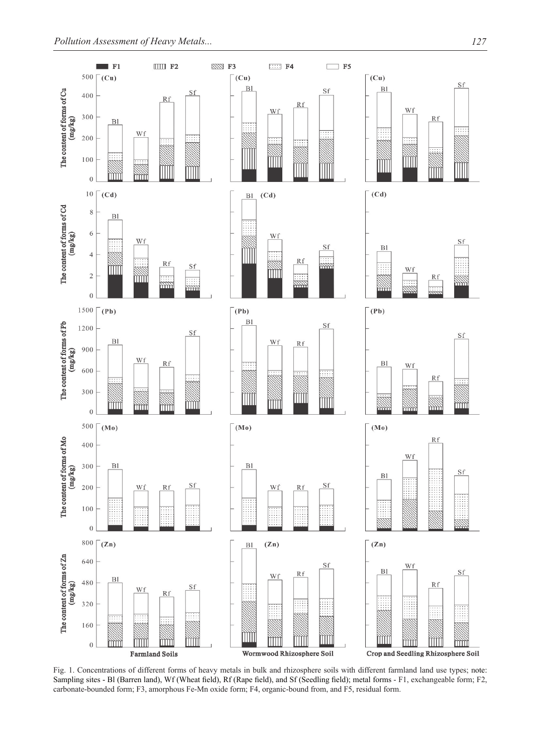Fig. 1. Concentrations of different forms of heavy metals in bulk and rhizosphere soils with different farmland land use types; note: Sampling sites - Bl (Barren land), Wf (Wheat field), Rf (Rape field), and Sf (Seedling field); metal forms - F1, exchangeable form; F2, carbonate-bounded form; F3, amorphous Fe-Mn oxide form; F4, organic-bound from, and F5, residual form.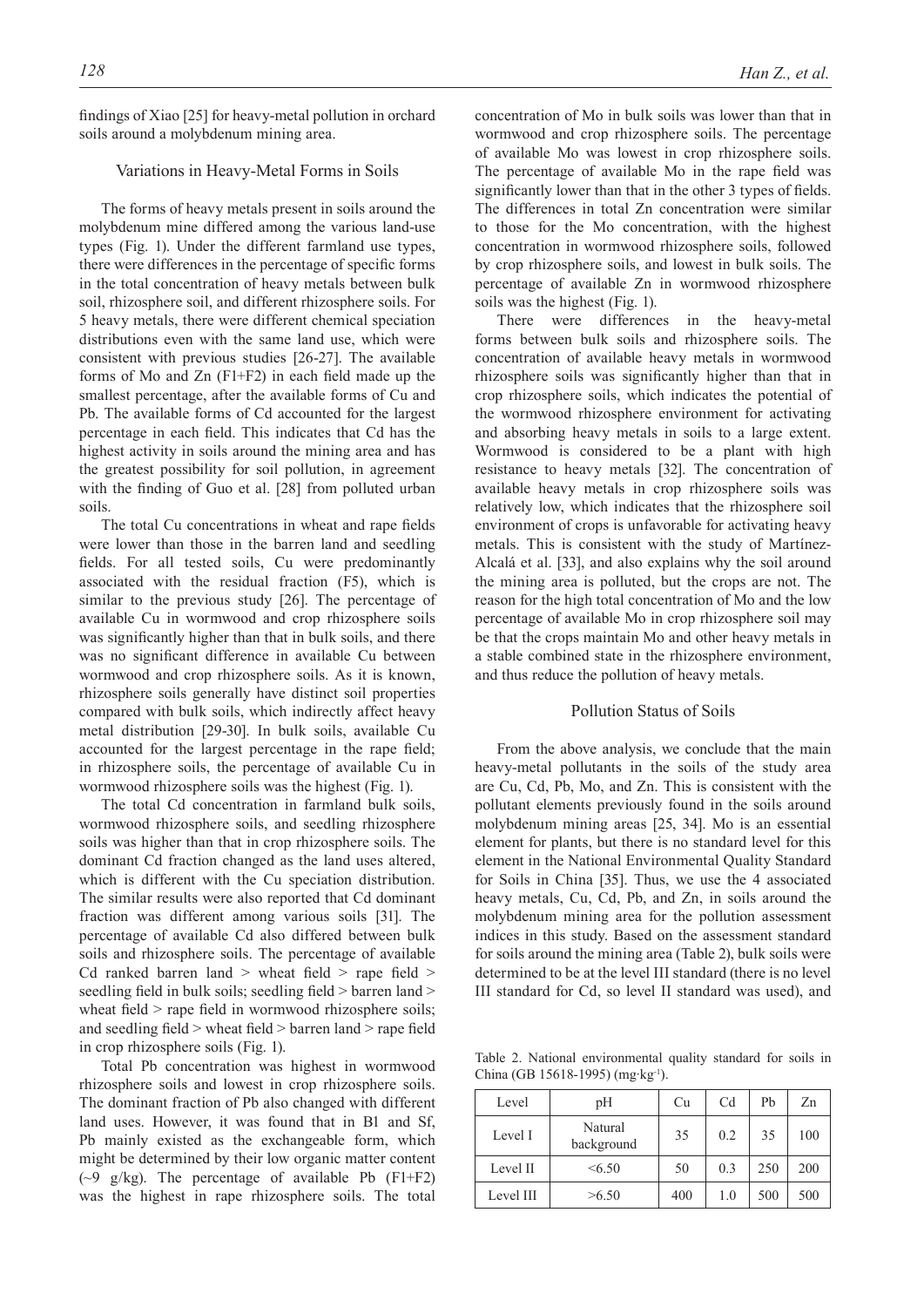findings of Xiao [25] for heavy-metal pollution in orchard soils around a molybdenum mining area.

### Variations in Heavy-Metal Forms in Soils

The forms of heavy metals present in soils around the molybdenum mine differed among the various land-use types (Fig. 1). Under the different farmland use types, there were differences in the percentage of specific forms in the total concentration of heavy metals between bulk soil, rhizosphere soil, and different rhizosphere soils. For 5 heavy metals, there were different chemical speciation distributions even with the same land use, which were consistent with previous studies [26-27]. The available forms of Mo and Zn (F1+F2) in each field made up the smallest percentage, after the available forms of Cu and Pb. The available forms of Cd accounted for the largest percentage in each field. This indicates that Cd has the highest activity in soils around the mining area and has the greatest possibility for soil pollution, in agreement with the finding of Guo et al. [28] from polluted urban soils.

The total Cu concentrations in wheat and rape fields were lower than those in the barren land and seedling fields. For all tested soils, Cu were predominantly associated with the residual fraction (F5), which is similar to the previous study [26]. The percentage of available Cu in wormwood and crop rhizosphere soils was significantly higher than that in bulk soils, and there was no significant difference in available Cu between wormwood and crop rhizosphere soils. As it is known, rhizosphere soils generally have distinct soil properties compared with bulk soils, which indirectly affect heavy metal distribution [29-30]. In bulk soils, available Cu accounted for the largest percentage in the rape field; in rhizosphere soils, the percentage of available Cu in wormwood rhizosphere soils was the highest (Fig. 1).

The total Cd concentration in farmland bulk soils, wormwood rhizosphere soils, and seedling rhizosphere soils was higher than that in crop rhizosphere soils. The dominant Cd fraction changed as the land uses altered, which is different with the Cu speciation distribution. The similar results were also reported that Cd dominant fraction was different among various soils [31]. The percentage of available Cd also differed between bulk soils and rhizosphere soils. The percentage of available Cd ranked barren land > wheat field > rape field > seedling field in bulk soils; seedling field > barren land > wheat field > rape field in wormwood rhizosphere soils; and seedling field > wheat field > barren land > rape field in crop rhizosphere soils (Fig. 1).

Total Pb concentration was highest in wormwood rhizosphere soils and lowest in crop rhizosphere soils. The dominant fraction of Pb also changed with different land uses. However, it was found that in Bl and Sf, Pb mainly existed as the exchangeable form, which might be determined by their low organic matter content (~9 g/kg). The percentage of available Pb (F1+F2) was the highest in rape rhizosphere soils. The total concentration of Mo in bulk soils was lower than that in wormwood and crop rhizosphere soils. The percentage of available Mo was lowest in crop rhizosphere soils. The percentage of available Mo in the rape field was significantly lower than that in the other 3 types of fields. The differences in total Zn concentration were similar to those for the Mo concentration, with the highest concentration in wormwood rhizosphere soils, followed by crop rhizosphere soils, and lowest in bulk soils. The percentage of available Zn in wormwood rhizosphere soils was the highest (Fig. 1).

There were differences in the heavy-metal forms between bulk soils and rhizosphere soils. The concentration of available heavy metals in wormwood rhizosphere soils was significantly higher than that in crop rhizosphere soils, which indicates the potential of the wormwood rhizosphere environment for activating and absorbing heavy metals in soils to a large extent. Wormwood is considered to be a plant with high resistance to heavy metals [32]. The concentration of available heavy metals in crop rhizosphere soils was relatively low, which indicates that the rhizosphere soil environment of crops is unfavorable for activating heavy metals. This is consistent with the study of Martínez-Alcalá et al. [33], and also explains why the soil around the mining area is polluted, but the crops are not. The reason for the high total concentration of Mo and the low percentage of available Mo in crop rhizosphere soil may be that the crops maintain Mo and other heavy metals in a stable combined state in the rhizosphere environment, and thus reduce the pollution of heavy metals.

### Pollution Status of Soils

From the above analysis, we conclude that the main heavy-metal pollutants in the soils of the study area are Cu, Cd, Pb, Mo, and Zn. This is consistent with the pollutant elements previously found in the soils around molybdenum mining areas [25, 34]. Mo is an essential element for plants, but there is no standard level for this element in the National Environmental Quality Standard for Soils in China [35]. Thus, we use the 4 associated heavy metals, Cu, Cd, Pb, and Zn, in soils around the molybdenum mining area for the pollution assessment indices in this study. Based on the assessment standard for soils around the mining area (Table 2), bulk soils were determined to be at the level III standard (there is no level III standard for Cd, so level II standard was used), and

Table 2. National environmental quality standard for soils in China (GB 15618-1995) (mg·kg$^{-1}$).

| Level | pH | Cu | Cd | Pb | Zn |
|---|---|---|---|---|---|
| Level I | Natural background | 35 | 0.2 | 35 | 100 |
| Level II | <6.50 | 50 | 0.3 | 250 | 200 |
| Level III | >6.50 | 400 | 1.0 | 500 | 500 |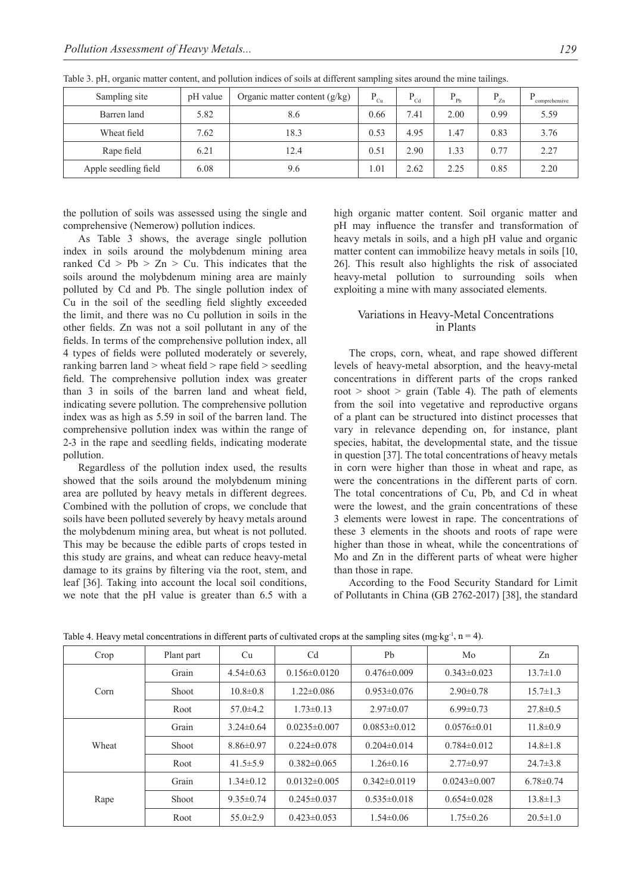Table 3. pH, organic matter content, and pollution indices of soils at different sampling sites around the mine tailings.

| Sampling site | pH value | Organic matter content (g/kg) | $P_{Cu}$ | $P_{Cd}$ | $P_{Pb}$ | $P_{Zn}$ | $P_{comprehensive}$ |
|---|---|---|---|---|---|---|---|
| Barren land | 5.82 | 8.6 | 0.66 | 7.41 | 2.00 | 0.99 | 5.59 |
| Wheat field | 7.62 | 18.3 | 0.53 | 4.95 | 1.47 | 0.83 | 3.76 |
| Rape field | 6.21 | 12.4 | 0.51 | 2.90 | 1.33 | 0.77 | 2.27 |
| Apple seedling field | 6.08 | 9.6 | 1.01 | 2.62 | 2.25 | 0.85 | 2.20 |

the pollution of soils was assessed using the single and comprehensive (Nemerow) pollution indices.

As Table 3 shows, the average single pollution index in soils around the molybdenum mining area ranked Cd > Pb > Zn > Cu. This indicates that the soils around the molybdenum mining area are mainly polluted by Cd and Pb. The single pollution index of Cu in the soil of the seedling field slightly exceeded the limit, and there was no Cu pollution in soils in the other fields. Zn was not a soil pollutant in any of the fields. In terms of the comprehensive pollution index, all 4 types of fields were polluted moderately or severely, ranking barren land > wheat field > rape field > seedling field. The comprehensive pollution index was greater than 3 in soils of the barren land and wheat field, indicating severe pollution. The comprehensive pollution index was as high as 5.59 in soil of the barren land. The comprehensive pollution index was within the range of 2-3 in the rape and seedling fields, indicating moderate pollution.

Regardless of the pollution index used, the results showed that the soils around the molybdenum mining area are polluted by heavy metals in different degrees. Combined with the pollution of crops, we conclude that soils have been polluted severely by heavy metals around the molybdenum mining area, but wheat is not polluted. This may be because the edible parts of crops tested in this study are grains, and wheat can reduce heavy-metal damage to its grains by filtering via the root, stem, and leaf [36]. Taking into account the local soil conditions, we note that the pH value is greater than 6.5 with a high organic matter content. Soil organic matter and pH may influence the transfer and transformation of heavy metals in soils, and a high pH value and organic matter content can immobilize heavy metals in soils [10, 26]. This result also highlights the risk of associated heavy-metal pollution to surrounding soils when exploiting a mine with many associated elements.

## Variations in Heavy-Metal Concentrations in Plants

The crops, corn, wheat, and rape showed different levels of heavy-metal absorption, and the heavy-metal concentrations in different parts of the crops ranked root > shoot > grain (Table 4). The path of elements from the soil into vegetative and reproductive organs of a plant can be structured into distinct processes that vary in relevance depending on, for instance, plant species, habitat, the developmental state, and the tissue in question [37]. The total concentrations of heavy metals in corn were higher than those in wheat and rape, as were the concentrations in the different parts of corn. The total concentrations of Cu, Pb, and Cd in wheat were the lowest, and the grain concentrations of these 3 elements were lowest in rape. The concentrations of these 3 elements in the shoots and roots of rape were higher than those in wheat, while the concentrations of Mo and Zn in the different parts of wheat were higher than those in rape.

According to the Food Security Standard for Limit of Pollutants in China (GB 2762-2017) [38], the standard

Table 4. Heavy metal concentrations in different parts of cultivated crops at the sampling sites ($mg \cdot kg^{-1}$, n = 4).

| Crop | Plant part | Cu | Cd | Pb | Mo | Zn |
|---|---|---|---|---|---|---|
| Corn | Grain | 4.54±0.63 | 0.156±0.0120 | 0.476±0.009 | 0.343±0.023 | 13.7±1.0 |
| | Shoot | 10.8±0.8 | 1.22±0.086 | 0.953±0.076 | 2.90±0.78 | 15.7±1.3 |
| | Root | 57.0±4.2 | 1.73±0.13 | 2.97±0.07 | 6.99±0.73 | 27.8±0.5 |
| Wheat | Grain | 3.24±0.64 | 0.0235±0.007 | 0.0853±0.012 | 0.0576±0.01 | 11.8±0.9 |
| | Shoot | 8.86±0.97 | 0.224±0.078 | 0.204±0.014 | 0.784±0.012 | 14.8±1.8 |
| | Root | 41.5±5.9 | 0.382±0.065 | 1.26±0.16 | 2.77±0.97 | 24.7±3.8 |
| Rape | Grain | 1.34±0.12 | 0.0132±0.005 | 0.342±0.0119 | 0.0243±0.007 | 6.78±0.74 |
| | Shoot | 9.35±0.74 | 0.245±0.037 | 0.535±0.018 | 0.654±0.028 | 13.8±1.3 |
| | Root | 55.0±2.9 | 0.423±0.053 | 1.54±0.06 | 1.75±0.26 | 20.5±1.0 |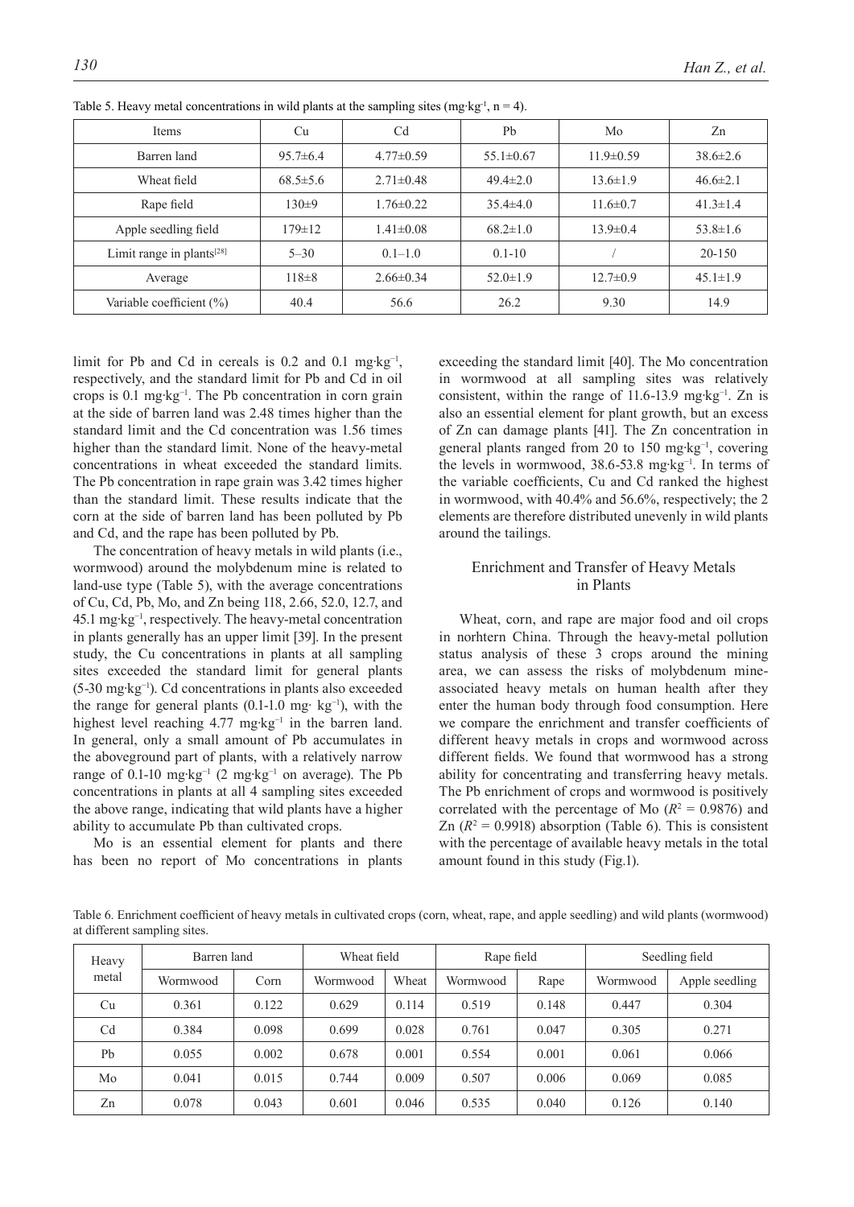Table 5. Heavy metal concentrations in wild plants at the sampling sites (mg·kg⁻¹, n = 4).

| Items | Cu | Cd | Pb | Mo | Zn |
|---|---|---|---|---|---|
| Barren land | 95.7±6.4 | 4.77±0.59 | 55.1±0.67 | 11.9±0.59 | 38.6±2.6 |
| Wheat field | 68.5±5.6 | 2.71±0.48 | 49.4±2.0 | 13.6±1.9 | 46.6±2.1 |
| Rape field | 130±9 | 1.76±0.22 | 35.4±4.0 | 11.6±0.7 | 41.3±1.4 |
| Apple seedling field | 179±12 | 1.41±0.08 | 68.2±1.0 | 13.9±0.4 | 53.8±1.6 |
| Limit range in plants[28] | 5–30 | 0.1–1.0 | 0.1-10 | / | 20-150 |
| Average | 118±8 | 2.66±0.34 | 52.0±1.9 | 12.7±0.9 | 45.1±1.9 |
| Variable coefficient (%) | 40.4 | 56.6 | 26.2 | 9.30 | 14.9 |

limit for Pb and Cd in cereals is 0.2 and 0.1 mg·kg⁻¹, respectively, and the standard limit for Pb and Cd in oil crops is 0.1 mg·kg⁻¹. The Pb concentration in corn grain at the side of barren land was 2.48 times higher than the standard limit and the Cd concentration was 1.56 times higher than the standard limit. None of the heavy-metal concentrations in wheat exceeded the standard limits. The Pb concentration in rape grain was 3.42 times higher than the standard limit. These results indicate that the corn at the side of barren land has been polluted by Pb and Cd, and the rape has been polluted by Pb.

The concentration of heavy metals in wild plants (i.e., wormwood) around the molybdenum mine is related to land-use type (Table 5), with the average concentrations of Cu, Cd, Pb, Mo, and Zn being 118, 2.66, 52.0, 12.7, and 45.1 mg·kg⁻¹, respectively. The heavy-metal concentration in plants generally has an upper limit [39]. In the present study, the Cu concentrations in plants at all sampling sites exceeded the standard limit for general plants (5-30 mg·kg⁻¹). Cd concentrations in plants also exceeded the range for general plants (0.1-1.0 mg· kg⁻¹), with the highest level reaching 4.77 mg·kg⁻¹ in the barren land. In general, only a small amount of Pb accumulates in the aboveground part of plants, with a relatively narrow range of 0.1-10 mg·kg⁻¹ (2 mg·kg⁻¹ on average). The Pb concentrations in plants at all 4 sampling sites exceeded the above range, indicating that wild plants have a higher ability to accumulate Pb than cultivated crops.

Mo is an essential element for plants and there has been no report of Mo concentrations in plants exceeding the standard limit [40]. The Mo concentration in wormwood at all sampling sites was relatively consistent, within the range of 11.6-13.9 mg·kg⁻¹. Zn is also an essential element for plant growth, but an excess of Zn can damage plants [41]. The Zn concentration in general plants ranged from 20 to 150 mg·kg⁻¹, covering the levels in wormwood, 38.6-53.8 mg·kg⁻¹. In terms of the variable coefficients, Cu and Cd ranked the highest in wormwood, with 40.4% and 56.6%, respectively; the 2 elements are therefore distributed unevenly in wild plants around the tailings.

## Enrichment and Transfer of Heavy Metals in Plants

Wheat, corn, and rape are major food and oil crops in norhtern China. Through the heavy-metal pollution status analysis of these 3 crops around the mining area, we can assess the risks of molybdenum mine-associated heavy metals on human health after they enter the human body through food consumption. Here we compare the enrichment and transfer coefficients of different heavy metals in crops and wormwood across different fields. We found that wormwood has a strong ability for concentrating and transferring heavy metals. The Pb enrichment of crops and wormwood is positively correlated with the percentage of Mo ($R^2$ = 0.9876) and Zn ($R^2$ = 0.9918) absorption (Table 6). This is consistent with the percentage of available heavy metals in the total amount found in this study (Fig.1).

Table 6. Enrichment coefficient of heavy metals in cultivated crops (corn, wheat, rape, and apple seedling) and wild plants (wormwood) at different sampling sites.

| Heavy metal | Barren land | | Wheat field | | Rape field | | Seedling field | |
|---|---|---|---|---|---|---|---|---|
| | Wormwood | Corn | Wormwood | Wheat | Wormwood | Rape | Wormwood | Apple seedling |
| Cu | 0.361 | 0.122 | 0.629 | 0.114 | 0.519 | 0.148 | 0.447 | 0.304 |
| Cd | 0.384 | 0.098 | 0.699 | 0.028 | 0.761 | 0.047 | 0.305 | 0.271 |
| Pb | 0.055 | 0.002 | 0.678 | 0.001 | 0.554 | 0.001 | 0.061 | 0.066 |
| Mo | 0.041 | 0.015 | 0.744 | 0.009 | 0.507 | 0.006 | 0.069 | 0.085 |
| Zn | 0.078 | 0.043 | 0.601 | 0.046 | 0.535 | 0.040 | 0.126 | 0.140 |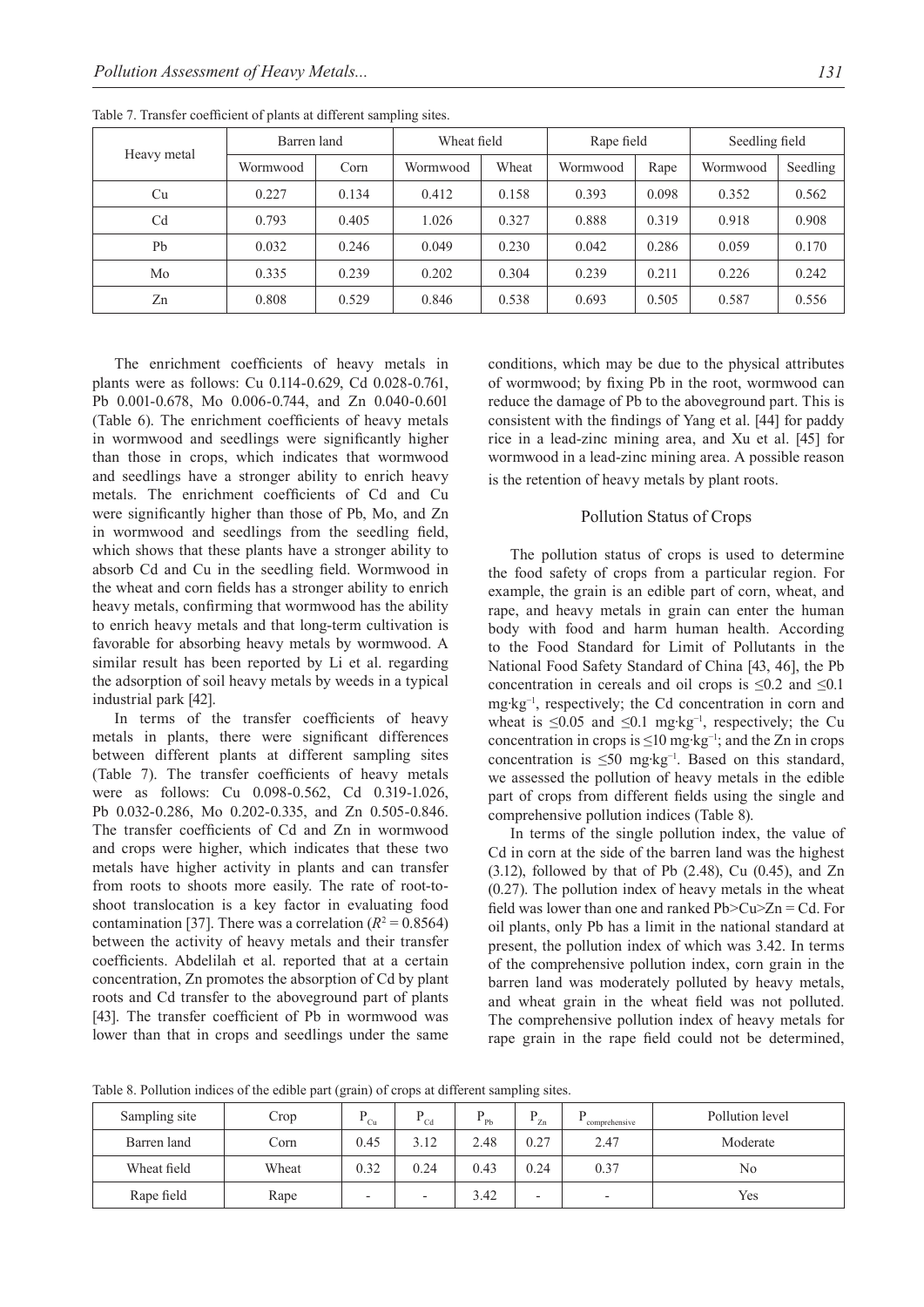Table 7. Transfer coefficient of plants at different sampling sites.

| Heavy metal | Barren land | | Wheat field | | Rape field | | Seedling field | |
|---|---|---|---|---|---|---|---|---|
| | Wormwood | Corn | Wormwood | Wheat | Wormwood | Rape | Wormwood | Seedling |
| Cu | 0.227 | 0.134 | 0.412 | 0.158 | 0.393 | 0.098 | 0.352 | 0.562 |
| Cd | 0.793 | 0.405 | 1.026 | 0.327 | 0.888 | 0.319 | 0.918 | 0.908 |
| Pb | 0.032 | 0.246 | 0.049 | 0.230 | 0.042 | 0.286 | 0.059 | 0.170 |
| Mo | 0.335 | 0.239 | 0.202 | 0.304 | 0.239 | 0.211 | 0.226 | 0.242 |
| Zn | 0.808 | 0.529 | 0.846 | 0.538 | 0.693 | 0.505 | 0.587 | 0.556 |

The enrichment coefficients of heavy metals in plants were as follows: Cu 0.114-0.629, Cd 0.028-0.761, Pb 0.001-0.678, Mo 0.006-0.744, and Zn 0.040-0.601 (Table 6). The enrichment coefficients of heavy metals in wormwood and seedlings were significantly higher than those in crops, which indicates that wormwood and seedlings have a stronger ability to enrich heavy metals. The enrichment coefficients of Cd and Cu were significantly higher than those of Pb, Mo, and Zn in wormwood and seedlings from the seedling field, which shows that these plants have a stronger ability to absorb Cd and Cu in the seedling field. Wormwood in the wheat and corn fields has a stronger ability to enrich heavy metals, confirming that wormwood has the ability to enrich heavy metals and that long-term cultivation is favorable for absorbing heavy metals by wormwood. A similar result has been reported by Li et al. regarding the adsorption of soil heavy metals by weeds in a typical industrial park [42].

In terms of the transfer coefficients of heavy metals in plants, there were significant differences between different plants at different sampling sites (Table 7). The transfer coefficients of heavy metals were as follows: Cu 0.098-0.562, Cd 0.319-1.026, Pb 0.032-0.286, Mo 0.202-0.335, and Zn 0.505-0.846. The transfer coefficients of Cd and Zn in wormwood and crops were higher, which indicates that these two metals have higher activity in plants and can transfer from roots to shoots more easily. The rate of root-to-shoot translocation is a key factor in evaluating food contamination [37]. There was a correlation ($R^2 = 0.8564$) between the activity of heavy metals and their transfer coefficients. Abdelilah et al. reported that at a certain concentration, Zn promotes the absorption of Cd by plant roots and Cd transfer to the aboveground part of plants [43]. The transfer coefficient of Pb in wormwood was lower than that in crops and seedlings under the same conditions, which may be due to the physical attributes of wormwood; by fixing Pb in the root, wormwood can reduce the damage of Pb to the aboveground part. This is consistent with the findings of Yang et al. [44] for paddy rice in a lead-zinc mining area, and Xu et al. [45] for wormwood in a lead-zinc mining area. A possible reason is the retention of heavy metals by plant roots.

## Pollution Status of Crops

The pollution status of crops is used to determine the food safety of crops from a particular region. For example, the grain is an edible part of corn, wheat, and rape, and heavy metals in grain can enter the human body with food and harm human health. According to the Food Standard for Limit of Pollutants in the National Food Safety Standard of China [43, 46], the Pb concentration in cereals and oil crops is ≤0.2 and ≤0.1 mg·kg$^{-1}$, respectively; the Cd concentration in corn and wheat is ≤0.05 and ≤0.1 mg·kg$^{-1}$, respectively; the Cu concentration in crops is ≤10 mg·kg$^{-1}$; and the Zn in crops concentration is ≤50 mg·kg$^{-1}$. Based on this standard, we assessed the pollution of heavy metals in the edible part of crops from different fields using the single and comprehensive pollution indices (Table 8).

In terms of the single pollution index, the value of Cd in corn at the side of the barren land was the highest (3.12), followed by that of Pb (2.48), Cu (0.45), and Zn (0.27). The pollution index of heavy metals in the wheat field was lower than one and ranked Pb>Cu>Zn = Cd. For oil plants, only Pb has a limit in the national standard at present, the pollution index of which was 3.42. In terms of the comprehensive pollution index, corn grain in the barren land was moderately polluted by heavy metals, and wheat grain in the wheat field was not polluted. The comprehensive pollution index of heavy metals for rape grain in the rape field could not be determined,

Table 8. Pollution indices of the edible part (grain) of crops at different sampling sites.

| Sampling site | Crop | $P_{Cu}$ | $P_{Cd}$ | $P_{Pb}$ | $P_{Zn}$ | $P_{comprehensive}$ | Pollution level |
|---|---|---|---|---|---|---|---|
| Barren land | Corn | 0.45 | 3.12 | 2.48 | 0.27 | 2.47 | Moderate |
| Wheat field | Wheat | 0.32 | 0.24 | 0.43 | 0.24 | 0.37 | No |
| Rape field | Rape | - | - | 3.42 | - | - | Yes |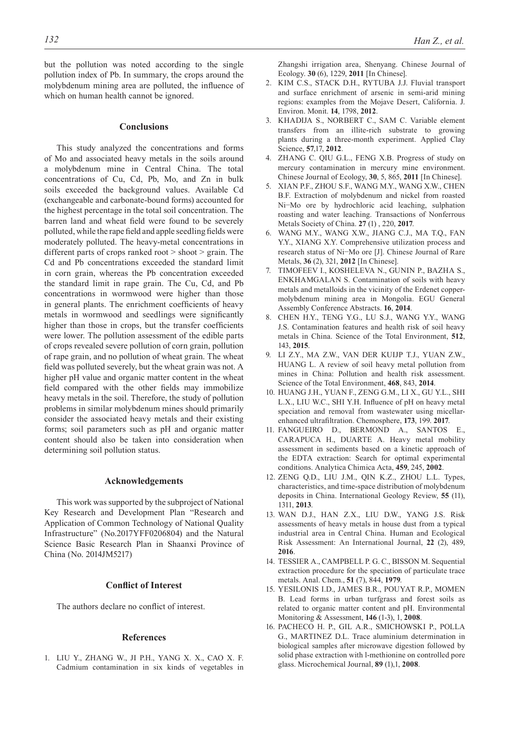but the pollution was noted according to the single pollution index of Pb. In summary, the crops around the molybdenum mining area are polluted, the influence of which on human health cannot be ignored.

## Conclusions

This study analyzed the concentrations and forms of Mo and associated heavy metals in the soils around a molybdenum mine in Central China. The total concentrations of Cu, Cd, Pb, Mo, and Zn in bulk soils exceeded the background values. Available Cd (exchangeable and carbonate-bound forms) accounted for the highest percentage in the total soil concentration. The barren land and wheat field were found to be severely polluted, while the rape field and apple seedling fields were moderately polluted. The heavy-metal concentrations in different parts of crops ranked root > shoot > grain. The Cd and Pb concentrations exceeded the standard limit in corn grain, whereas the Pb concentration exceeded the standard limit in rape grain. The Cu, Cd, and Pb concentrations in wormwood were higher than those in general plants. The enrichment coefficients of heavy metals in wormwood and seedlings were significantly higher than those in crops, but the transfer coefficients were lower. The pollution assessment of the edible parts of crops revealed severe pollution of corn grain, pollution of rape grain, and no pollution of wheat grain. The wheat field was polluted severely, but the wheat grain was not. A higher pH value and organic matter content in the wheat field compared with the other fields may immobilize heavy metals in the soil. Therefore, the study of pollution problems in similar molybdenum mines should primarily consider the associated heavy metals and their existing forms; soil parameters such as pH and organic matter content should also be taken into consideration when determining soil pollution status.

## Acknowledgements

This work was supported by the subproject of National Key Research and Development Plan "Research and Application of Common Technology of National Quality Infrastructure" (No.2017YFF0206804) and the Natural Science Basic Research Plan in Shaanxi Province of China (No. 2014JM5217)

## Conflict of Interest

The authors declare no conflict of interest.

## References

1. LIU Y., ZHANG W., JI P.H., YANG X. X., CAO X. F. Cadmium contamination in six kinds of vegetables in Zhangshi irrigation area, Shenyang. Chinese Journal of Ecology. **30** (6), 1229, **2011** [In Chinese].
2. KIM C.S., STACK D.H., RYTUBA J.J. Fluvial transport and surface enrichment of arsenic in semi-arid mining regions: examples from the Mojave Desert, California. J. Environ. Monit. **14**, 1798, **2012**.
3. KHADIJA S., NORBERT C., SAM C. Variable element transfers from an illite-rich substrate to growing plants during a three-month experiment. Applied Clay Science, **57**,17, **2012**.
4. ZHANG C. QIU G.L., FENG X.B. Progress of study on mercury contamination in mercury mine environment. Chinese Journal of Ecology, **30**, 5, 865, **2011** [In Chinese].
5. XIAN P.F., ZHOU S.F., WANG M.Y., WANG X.W., CHEN B.F. Extraction of molybdenum and nickel from roasted Ni–Mo ore by hydrochloric acid leaching, sulphation roasting and water leaching. Transactions of Nonferrous Metals Society of China. **27** (1) , 220, **2017**.
6. WANG M.Y., WANG X.W., JIANG C.J., MA T.Q., FAN Y.Y., XIANG X.Y. Comprehensive utilization process and research status of Ni–Mo ore [J]. Chinese Journal of Rare Metals, **36** (2), 321, **2012** [In Chinese].
7. TIMOFEEV I., KOSHELEVA N., GUNIN P., BAZHA S., ENKHAMGALAN S. Contamination of soils with heavy metals and metalloids in the vicinity of the Erdenet copper-molybdenum mining area in Mongolia. EGU General Assembly Conference Abstracts. **16**, **2014**.
8. CHEN H.Y., TENG Y.G., LU S.J., WANG Y.Y., WANG J.S. Contamination features and health risk of soil heavy metals in China. Science of the Total Environment, **512**, 143, **2015**.
9. LI Z.Y., MA Z.W., VAN DER KUIJP T.J., YUAN Z.W., HUANG L. A review of soil heavy metal pollution from mines in China: Pollution and health risk assessment. Science of the Total Environment, **468**, 843, **2014**.
10. HUANG J.H., YUAN F., ZENG G.M., LI X., GU Y.L., SHI L.X., LIU W.C., SHI Y.H. Influence of pH on heavy metal speciation and removal from wastewater using micellar-enhanced ultrafiltration. Chemosphere, **173**, 199. **2017**.
11. FANGUEIRO D., BERMOND A., SANTOS E., CARAPUCA H., DUARTE A. Heavy metal mobility assessment in sediments based on a kinetic approach of the EDTA extraction: Search for optimal experimental conditions. Analytica Chimica Acta, **459**, 245, **2002**.
12. ZENG Q.D., LIU J.M., QIN K.Z., ZHOU L.L. Types, characteristics, and time-space distribution of molybdenum deposits in China. International Geology Review, **55** (11), 1311, **2013**.
13. WAN D.J., HAN Z.X., LIU D.W., YANG J.S. Risk assessments of heavy metals in house dust from a typical industrial area in Central China. Human and Ecological Risk Assessment: An International Journal, **22** (2), 489, **2016**.
14. TESSIER A., CAMPBELL P. G. C., BISSON M. Sequential extraction procedure for the speciation of particulate trace metals. Anal. Chem., **51** (7), 844, **1979**.
15. YESILONIS I.D., JAMES B.R., POUYAT R.P., MOMEN B. Lead forms in urban turfgrass and forest soils as related to organic matter content and pH. Environmental Monitoring & Assessment, **146** (1-3), 1, **2008**.
16. PACHECO H. P., GIL A.R., SMICHOWSKI P., POLLA G., MARTINEZ D.L. Trace aluminium determination in biological samples after microwave digestion followed by solid phase extraction with l-methionine on controlled pore glass. Microchemical Journal, **89** (1),1, **2008**.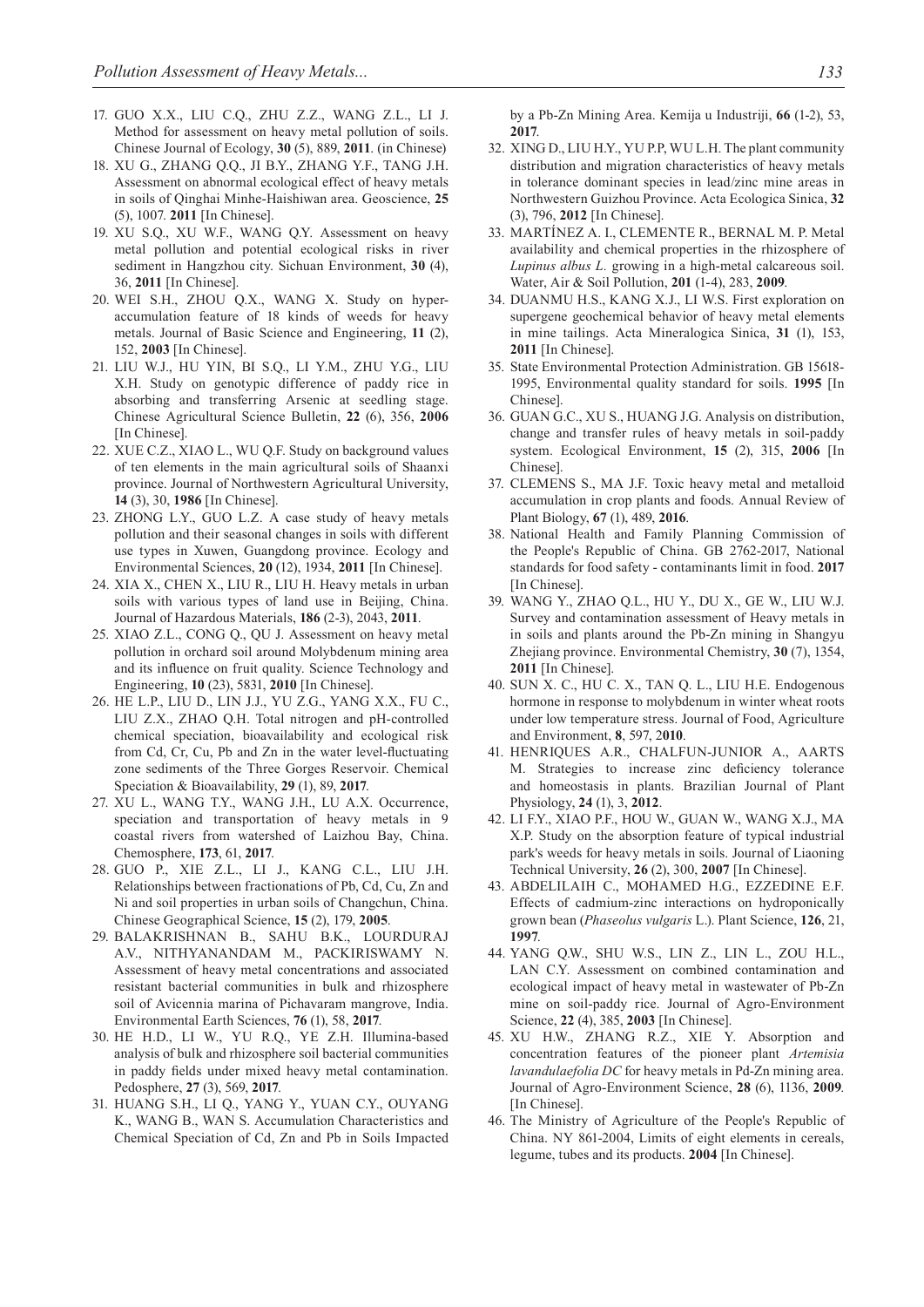17. GUO X.X., LIU C.Q., ZHU Z.Z., WANG Z.L., LI J. Method for assessment on heavy metal pollution of soils. Chinese Journal of Ecology, **30** (5), 889, **2011**. (in Chinese)
18. XU G., ZHANG Q.Q., JI B.Y., ZHANG Y.F., TANG J.H. Assessment on abnormal ecological effect of heavy metals in soils of Qinghai Minhe-Haishiwan area. Geoscience, **25** (5), 1007. **2011** [In Chinese].
19. XU S.Q., XU W.F., WANG Q.Y. Assessment on heavy metal pollution and potential ecological risks in river sediment in Hangzhou city. Sichuan Environment, **30** (4), 36, **2011** [In Chinese].
20. WEI S.H., ZHOU Q.X., WANG X. Study on hyper-accumulation feature of 18 kinds of weeds for heavy metals. Journal of Basic Science and Engineering, **11** (2), 152, **2003** [In Chinese].
21. LIU W.J., HU YIN, BI S.Q., LI Y.M., ZHU Y.G., LIU X.H. Study on genotypic difference of paddy rice in absorbing and transferring Arsenic at seedling stage. Chinese Agricultural Science Bulletin, **22** (6), 356, **2006** [In Chinese].
22. XUE C.Z., XIAO L., WU Q.F. Study on background values of ten elements in the main agricultural soils of Shaanxi province. Journal of Northwestern Agricultural University, **14** (3), 30, **1986** [In Chinese].
23. ZHONG L.Y., GUO L.Z. A case study of heavy metals pollution and their seasonal changes in soils with different use types in Xuwen, Guangdong province. Ecology and Environmental Sciences, **20** (12), 1934, **2011** [In Chinese].
24. XIA X., CHEN X., LIU R., LIU H. Heavy metals in urban soils with various types of land use in Beijing, China. Journal of Hazardous Materials, **186** (2-3), 2043, **2011**.
25. XIAO Z.L., CONG Q., QU J. Assessment on heavy metal pollution in orchard soil around Molybdenum mining area and its influence on fruit quality. Science Technology and Engineering, **10** (23), 5831, **2010** [In Chinese].
26. HE L.P., LIU D., LIN J.J., YU Z.G., YANG X.X., FU C., LIU Z.X., ZHAO Q.H. Total nitrogen and pH-controlled chemical speciation, bioavailability and ecological risk from Cd, Cr, Cu, Pb and Zn in the water level-fluctuating zone sediments of the Three Gorges Reservoir. Chemical Speciation & Bioavailability, **29** (1), 89, **2017**.
27. XU L., WANG T.Y., WANG J.H., LU A.X. Occurrence, speciation and transportation of heavy metals in 9 coastal rivers from watershed of Laizhou Bay, China. Chemosphere, **173**, 61, **2017**.
28. GUO P., XIE Z.L., LI J., KANG C.L., LIU J.H. Relationships between fractionations of Pb, Cd, Cu, Zn and Ni and soil properties in urban soils of Changchun, China. Chinese Geographical Science, **15** (2), 179, **2005**.
29. BALAKRISHNAN B., SAHU B.K., LOURDURAJ A.V., NITHYANANDAM M., PACKIRISWAMY N. Assessment of heavy metal concentrations and associated resistant bacterial communities in bulk and rhizosphere soil of Avicennia marina of Pichavaram mangrove, India. Environmental Earth Sciences, **76** (1), 58, **2017**.
30. HE H.D., LI W., YU R.Q., YE Z.H. Illumina-based analysis of bulk and rhizosphere soil bacterial communities in paddy fields under mixed heavy metal contamination. Pedosphere, **27** (3), 569, **2017**.
31. HUANG S.H., LI Q., YANG Y., YUAN C.Y., OUYANG K., WANG B., WAN S. Accumulation Characteristics and Chemical Speciation of Cd, Zn and Pb in Soils Impacted by a Pb-Zn Mining Area. Kemija u Industriji, **66** (1-2), 53, **2017**.
32. XING D., LIU H.Y., YU P.P, WU L.H. The plant community distribution and migration characteristics of heavy metals in tolerance dominant species in lead/zinc mine areas in Northwestern Guizhou Province. Acta Ecologica Sinica, **32** (3), 796, **2012** [In Chinese].
33. MARTÍNEZ A. I., CLEMENTE R., BERNAL M. P. Metal availability and chemical properties in the rhizosphere of *Lupinus albus L.* growing in a high-metal calcareous soil. Water, Air & Soil Pollution, **201** (1-4), 283, **2009**.
34. DUANMU H.S., KANG X.J., LI W.S. First exploration on supergene geochemical behavior of heavy metal elements in mine tailings. Acta Mineralogica Sinica, **31** (1), 153, **2011** [In Chinese].
35. State Environmental Protection Administration. GB 15618-1995, Environmental quality standard for soils. **1995** [In Chinese].
36. GUAN G.C., XU S., HUANG J.G. Analysis on distribution, change and transfer rules of heavy metals in soil-paddy system. Ecological Environment, **15** (2), 315, **2006** [In Chinese].
37. CLEMENS S., MA J.F. Toxic heavy metal and metalloid accumulation in crop plants and foods. Annual Review of Plant Biology, **67** (1), 489, **2016**.
38. National Health and Family Planning Commission of the People's Republic of China. GB 2762-2017, National standards for food safety - contaminants limit in food. **2017** [In Chinese].
39. WANG Y., ZHAO Q.L., HU Y., DU X., GE W., LIU W.J. Survey and contamination assessment of Heavy metals in in soils and plants around the Pb-Zn mining in Shangyu Zhejiang province. Environmental Chemistry, **30** (7), 1354, **2011** [In Chinese].
40. SUN X. C., HU C. X., TAN Q. L., LIU H.E. Endogenous hormone in response to molybdenum in winter wheat roots under low temperature stress. Journal of Food, Agriculture and Environment, **8**, 597, 2**010**.
41. HENRIQUES A.R., CHALFUN-JUNIOR A., AARTS M. Strategies to increase zinc deficiency tolerance and homeostasis in plants. Brazilian Journal of Plant Physiology, **24** (1), 3, **2012**.
42. LI F.Y., XIAO P.F., HOU W., GUAN W., WANG X.J., MA X.P. Study on the absorption feature of typical industrial park's weeds for heavy metals in soils. Journal of Liaoning Technical University, **26** (2), 300, **2007** [In Chinese].
43. ABDELILAIH C., MOHAMED H.G., EZZEDINE E.F. Effects of cadmium-zinc interactions on hydroponically grown bean (*Phaseolus vulgaris* L.). Plant Science, **126**, 21, **1997**.
44. YANG Q.W., SHU W.S., LIN Z., LIN L., ZOU H.L., LAN C.Y. Assessment on combined contamination and ecological impact of heavy metal in wastewater of Pb-Zn mine on soil-paddy rice. Journal of Agro-Environment Science, **22** (4), 385, **2003** [In Chinese].
45. XU H.W., ZHANG R.Z., XIE Y. Absorption and concentration features of the pioneer plant *Artemisia lavandulaefolia DC* for heavy metals in Pd-Zn mining area. Journal of Agro-Environment Science, **28** (6), 1136, **2009**. [In Chinese].
46. The Ministry of Agriculture of the People's Republic of China. NY 861-2004, Limits of eight elements in cereals, legume, tubes and its products. **2004** [In Chinese].